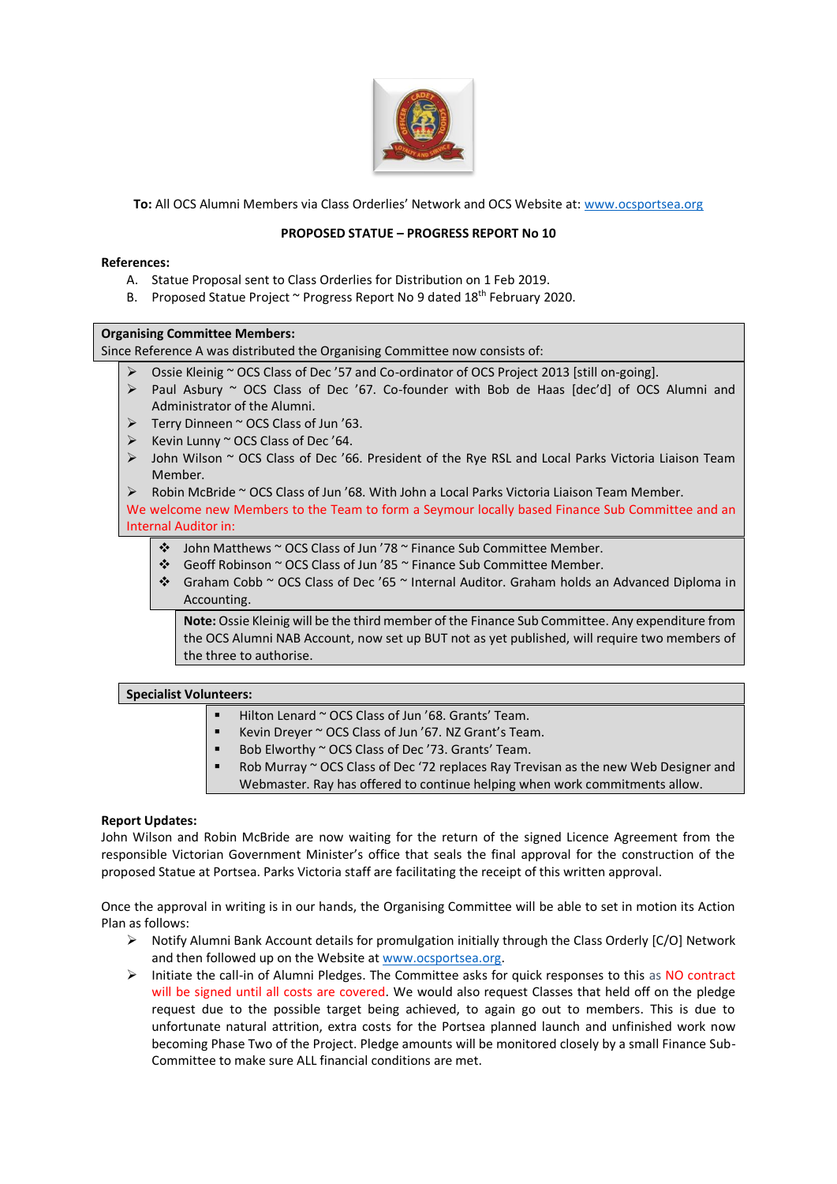**To:** All OCS Alumni Members via Class Orderlies' Network and OCS Website at: www.ocsportsea.org

**PROPOSED STATUE – PROGRESS REPORT No 10**

**References:**

A. Statue Proposal sent to Class Orderlies for Distribution on 1 Feb 2019.
B. Proposed Statue Project ~ Progress Report No 9 dated 18th February 2020.

**Organising Committee Members:**
Since Reference A was distributed the Organising Committee now consists of:

- Ossie Kleinig ~ OCS Class of Dec '57 and Co-ordinator of OCS Project 2013 [still on-going].
- Paul Asbury ~ OCS Class of Dec '67. Co-founder with Bob de Haas [dec'd] of OCS Alumni and Administrator of the Alumni.
- Terry Dinneen ~ OCS Class of Jun '63.
- Kevin Lunny ~ OCS Class of Dec '64.
- John Wilson ~ OCS Class of Dec '66. President of the Rye RSL and Local Parks Victoria Liaison Team Member.
- Robin McBride ~ OCS Class of Jun '68. With John a Local Parks Victoria Liaison Team Member.

We welcome new Members to the Team to form a Seymour locally based Finance Sub Committee and an Internal Auditor in:

- John Matthews ~ OCS Class of Jun '78 ~ Finance Sub Committee Member.
- Geoff Robinson ~ OCS Class of Jun '85 ~ Finance Sub Committee Member.
- Graham Cobb ~ OCS Class of Dec '65 ~ Internal Auditor. Graham holds an Advanced Diploma in Accounting.

**Note:** Ossie Kleinig will be the third member of the Finance Sub Committee. Any expenditure from the OCS Alumni NAB Account, now set up BUT not as yet published, will require two members of the three to authorise.

**Specialist Volunteers:**

- Hilton Lenard ~ OCS Class of Jun '68. Grants' Team.
- Kevin Dreyer ~ OCS Class of Jun '67. NZ Grant's Team.
- Bob Elworthy ~ OCS Class of Dec '73. Grants' Team.
- Rob Murray ~ OCS Class of Dec '72 replaces Ray Trevisan as the new Web Designer and Webmaster. Ray has offered to continue helping when work commitments allow.

**Report Updates:**

John Wilson and Robin McBride are now waiting for the return of the signed Licence Agreement from the responsible Victorian Government Minister's office that seals the final approval for the construction of the proposed Statue at Portsea. Parks Victoria staff are facilitating the receipt of this written approval.

Once the approval in writing is in our hands, the Organising Committee will be able to set in motion its Action Plan as follows:

- Notify Alumni Bank Account details for promulgation initially through the Class Orderly [C/O] Network and then followed up on the Website at www.ocsportsea.org.
- Initiate the call-in of Alumni Pledges. The Committee asks for quick responses to this as NO contract will be signed until all costs are covered. We would also request Classes that held off on the pledge request due to the possible target being achieved, to again go out to members. This is due to unfortunate natural attrition, extra costs for the Portsea planned launch and unfinished work now becoming Phase Two of the Project. Pledge amounts will be monitored closely by a small Finance Sub-Committee to make sure ALL financial conditions are met.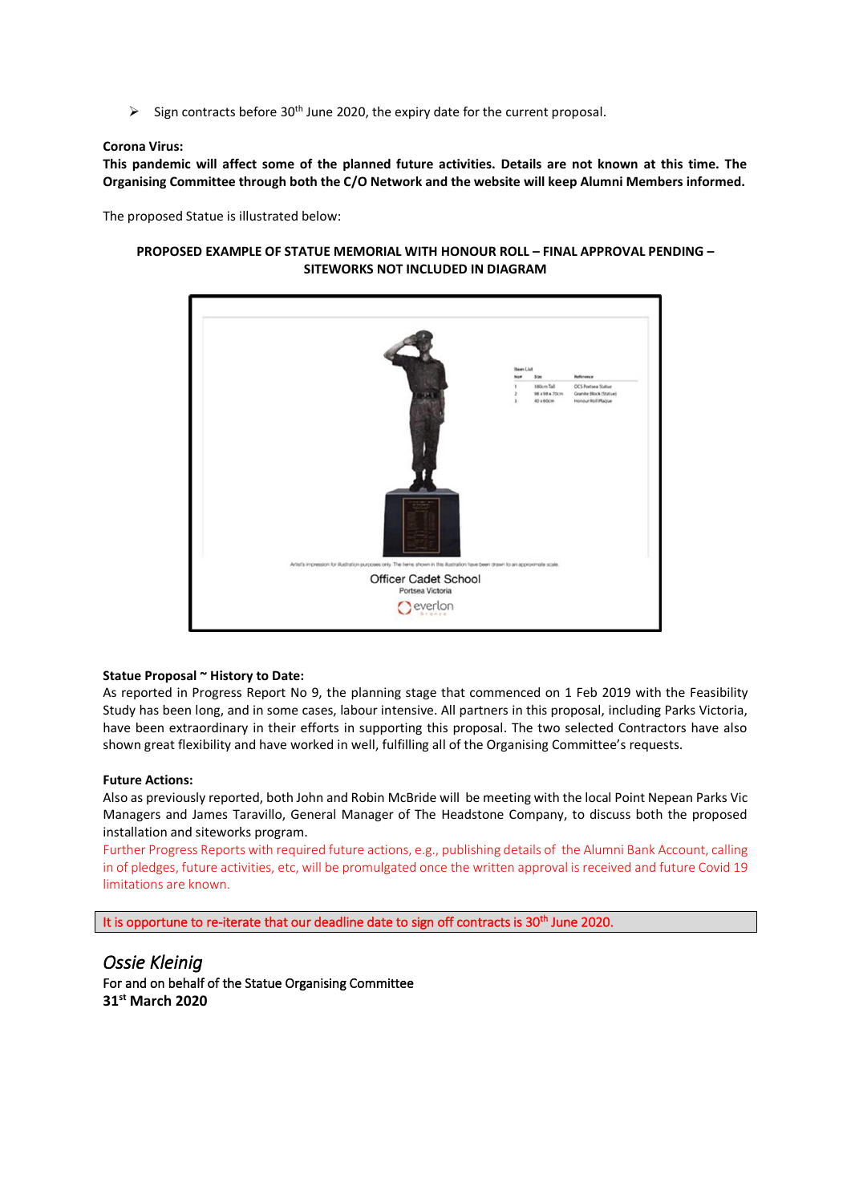- Sign contracts before 30th June 2020, the expiry date for the current proposal.

**Corona Virus:**
**This pandemic will affect some of the planned future activities. Details are not known at this time. The Organising Committee through both the C/O Network and the website will keep Alumni Members informed.**

The proposed Statue is illustrated below:

**PROPOSED EXAMPLE OF STATUE MEMORIAL WITH HONOUR ROLL – FINAL APPROVAL PENDING – SITEWORKS NOT INCLUDED IN DIAGRAM**

Item List

| Item# | Size | Reference |
|---|---|---|
| 1 | 180cm Tall | OCS Portsea Statue |
| 2 | 98 x 98 x 70cm | Granite Block (Statue) |
| 3 | 40 x 60cm | Honour Roll Plaque |

Artist's impression for illustration purposes only. The items shown in this illustration have been drawn to an approximate scale.

Officer Cadet School
Portsea Victoria
everlon

**Statue Proposal ~ History to Date:**
As reported in Progress Report No 9, the planning stage that commenced on 1 Feb 2019 with the Feasibility Study has been long, and in some cases, labour intensive. All partners in this proposal, including Parks Victoria, have been extraordinary in their efforts in supporting this proposal. The two selected Contractors have also shown great flexibility and have worked in well, fulfilling all of the Organising Committee's requests.

**Future Actions:**
Also as previously reported, both John and Robin McBride will be meeting with the local Point Nepean Parks Vic Managers and James Taravillo, General Manager of The Headstone Company, to discuss both the proposed installation and siteworks program.
Further Progress Reports with required future actions, e.g., publishing details of the Alumni Bank Account, calling in of pledges, future activities, etc, will be promulgated once the written approval is received and future Covid 19 limitations are known.

It is opportune to re-iterate that our deadline date to sign off contracts is 30th June 2020.

*Ossie Kleinig*
For and on behalf of the Statue Organising Committee
**31st March 2020**